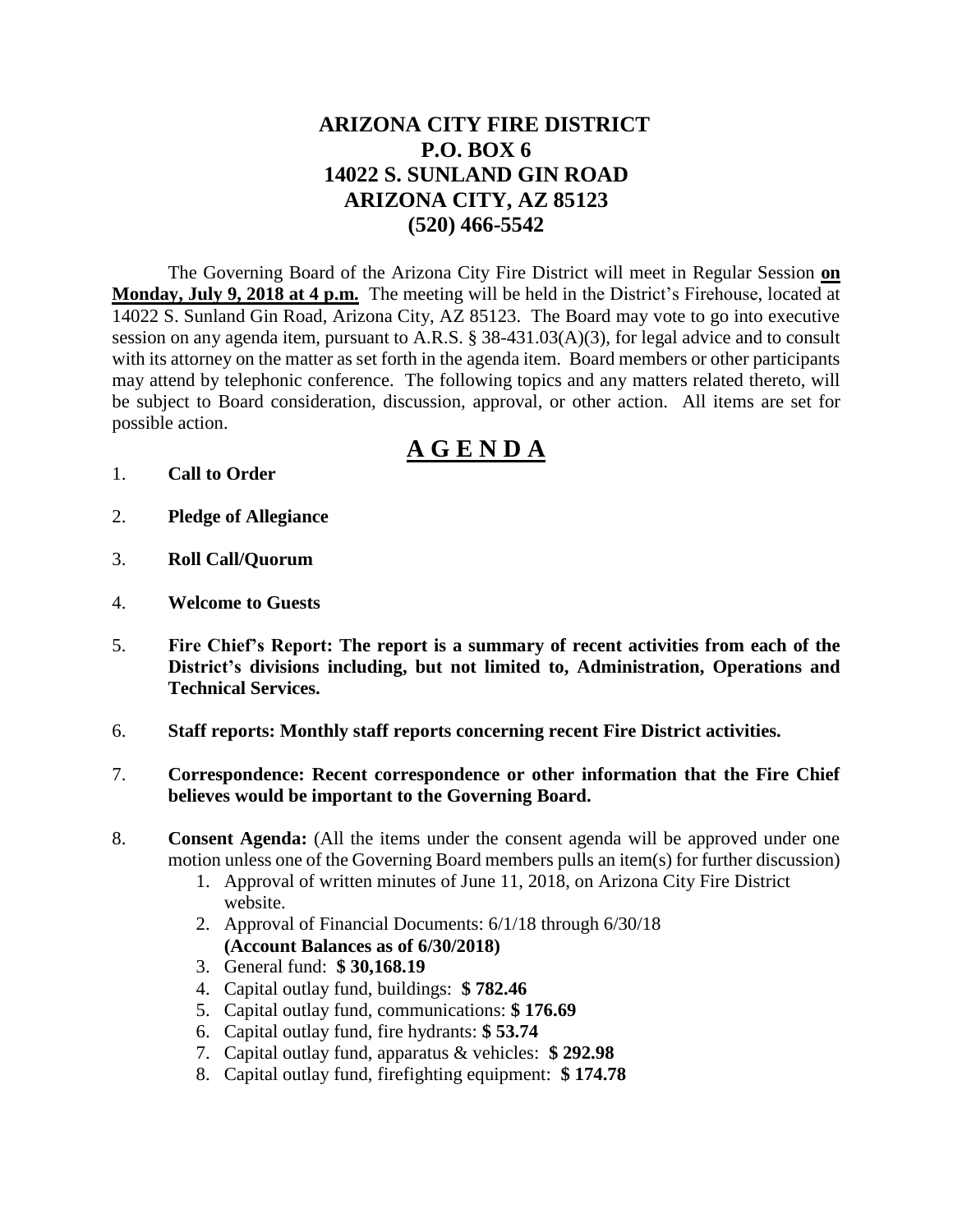# ARIZONA CITY FIRE DISTRICT
## P.O. BOX 6
## 14022 S. SUNLAND GIN ROAD
## ARIZONA CITY, AZ 85123
## (520) 466-5542

The Governing Board of the Arizona City Fire District will meet in Regular Session **on Monday, July 9, 2018 at 4 p.m.** The meeting will be held in the District's Firehouse, located at 14022 S. Sunland Gin Road, Arizona City, AZ 85123. The Board may vote to go into executive session on any agenda item, pursuant to A.R.S. § 38-431.03(A)(3), for legal advice and to consult with its attorney on the matter as set forth in the agenda item. Board members or other participants may attend by telephonic conference. The following topics and any matters related thereto, will be subject to Board consideration, discussion, approval, or other action. All items are set for possible action.

# A G E N D A

1. **Call to Order**

2. **Pledge of Allegiance**

3. **Roll Call/Quorum**

4. **Welcome to Guests**

5. **Fire Chief's Report: The report is a summary of recent activities from each of the District's divisions including, but not limited to, Administration, Operations and Technical Services.**

6. **Staff reports: Monthly staff reports concerning recent Fire District activities.**

7. **Correspondence: Recent correspondence or other information that the Fire Chief believes would be important to the Governing Board.**

8. **Consent Agenda:** (All the items under the consent agenda will be approved under one motion unless one of the Governing Board members pulls an item(s) for further discussion)
   1. Approval of written minutes of June 11, 2018, on Arizona City Fire District website.
   2. Approval of Financial Documents: 6/1/18 through 6/30/18 **(Account Balances as of 6/30/2018)**
   3. General fund: **$ 30,168.19**
   4. Capital outlay fund, buildings: **$ 782.46**
   5. Capital outlay fund, communications: **$ 176.69**
   6. Capital outlay fund, fire hydrants: **$ 53.74**
   7. Capital outlay fund, apparatus & vehicles: **$ 292.98**
   8. Capital outlay fund, firefighting equipment: **$ 174.78**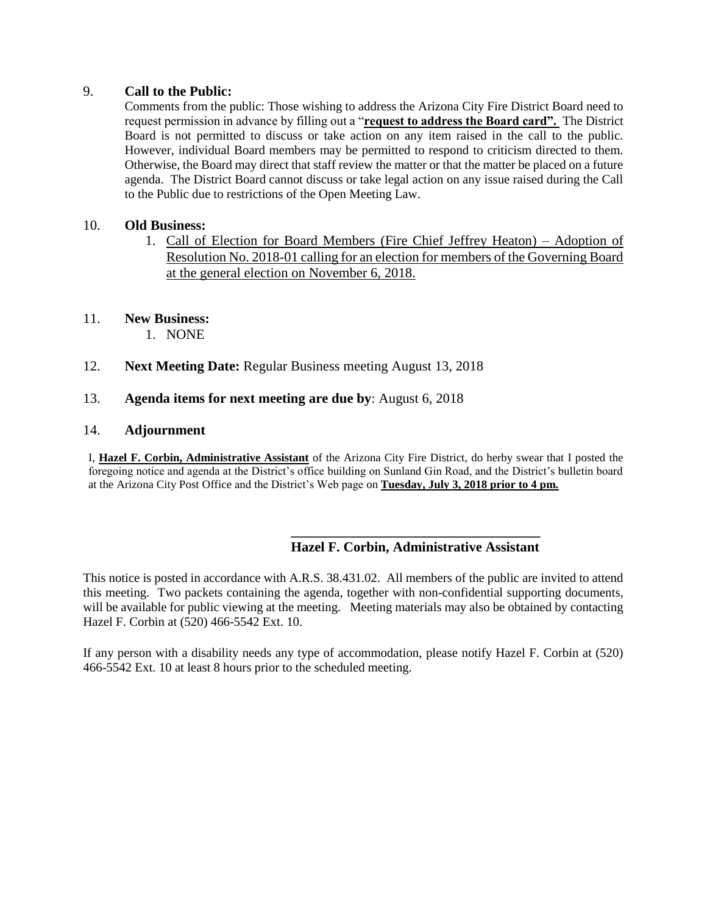9. **Call to the Public:**

   Comments from the public: Those wishing to address the Arizona City Fire District Board need to request permission in advance by filling out a "**request to address the Board card".** The District Board is not permitted to discuss or take action on any item raised in the call to the public. However, individual Board members may be permitted to respond to criticism directed to them. Otherwise, the Board may direct that staff review the matter or that the matter be placed on a future agenda. The District Board cannot discuss or take legal action on any issue raised during the Call to the Public due to restrictions of the Open Meeting Law.

10. **Old Business:**
    1. Call of Election for Board Members (Fire Chief Jeffrey Heaton) – Adoption of Resolution No. 2018-01 calling for an election for members of the Governing Board at the general election on November 6, 2018.

11. **New Business:**
    1. NONE

12. **Next Meeting Date:** Regular Business meeting August 13, 2018

13. **Agenda items for next meeting are due by**: August 6, 2018

14. **Adjournment**

I, **Hazel F. Corbin, Administrative Assistant** of the Arizona City Fire District, do herby swear that I posted the foregoing notice and agenda at the District's office building on Sunland Gin Road, and the District's bulletin board at the Arizona City Post Office and the District's Web page on **Tuesday, July 3, 2018 prior to 4 pm.**

\_\_\_\_\_\_\_\_\_\_\_\_\_\_\_\_\_\_\_\_\_\_\_\_\_\_\_\_\_\_\_\_\_\_\_\_\_\_

**Hazel F. Corbin, Administrative Assistant**

This notice is posted in accordance with A.R.S. 38.431.02. All members of the public are invited to attend this meeting. Two packets containing the agenda, together with non-confidential supporting documents, will be available for public viewing at the meeting. Meeting materials may also be obtained by contacting Hazel F. Corbin at (520) 466-5542 Ext. 10.

If any person with a disability needs any type of accommodation, please notify Hazel F. Corbin at (520) 466-5542 Ext. 10 at least 8 hours prior to the scheduled meeting.